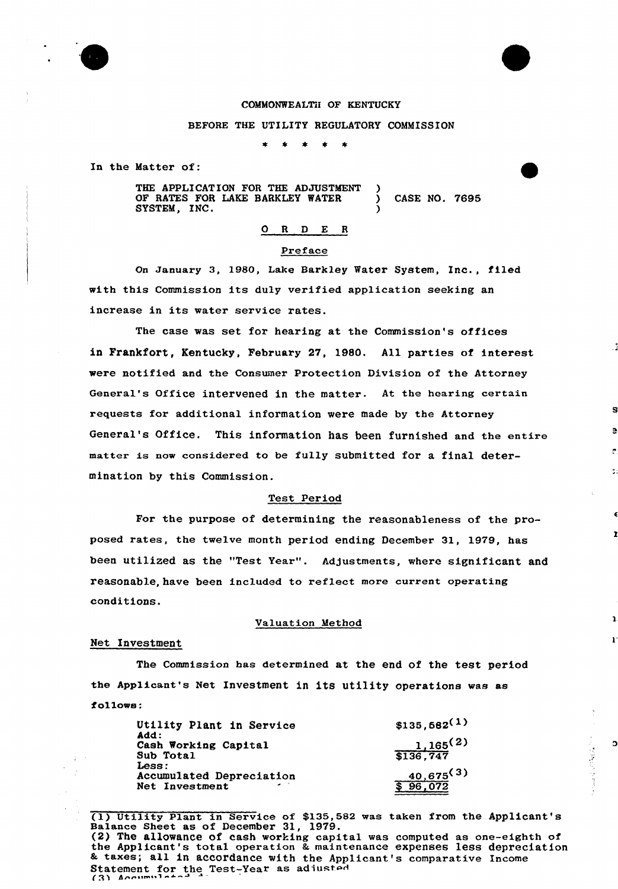COMMONWEALTH OF KENTUCKY

BEFORE THE UTILITY REGULATORY COMMISSION

\* \* \* \* \*

In the Matter of:

THE APPLICATION FOR THE ADJUSTMENT OF RATES FOR LAKE BARKLEY WATER SYSTEM, INC. ) CASE NO. 7695

## O R D E R

### Preface

On January 3, 1980, Lake Barkley Water System, Inc., filed with this Commission its duly verified application seeking an increase in its water service rates.

The case was set for hearing at the Commission's offices in Frankfort, Kentucky, February 27, 1980. All parties of interest were notified and the Consumer Protection Division of the Attorney General's Office intervened in the matter. At the hearing certain requests for additional information were made by the Attorney General's Office. This information has been furnished and the entire matter is now considered to be fully submitted for a final determination by this Commission.

### Test Period

For the purpose of determining the reasonableness of the proposed rates, the twelve month period ending December 31, 1979, has been utilized as the "Test Year". Adjustments, where significant and reasonable, have been included to reflect more current operating conditions.

### Valuation Method

#### Net Investment

The Commission has determined at the end of the test period the Applicant's Net Investment in its utility operations was as follows:

| | |
|---|---|
| Utility Plant in Service | $135,582(1) |
| Add: | |
| Cash Working Capital | 1,165(2) |
| Sub Total | $136,747 |
| Less: | |
| Accumulated Depreciation | 40,675(3) |
| Net Investment | $ 96,072 |

(1) Utility Plant in Service of $135,582 was taken from the Applicant's Balance Sheet as of December 31, 1979.
(2) The allowance of cash working capital was computed as one-eighth of the Applicant's total operation & maintenance expenses less depreciation & taxes; all in accordance with the Applicant's comparative Income Statement for the Test-Year as adjusted.
(3) Accumulated d...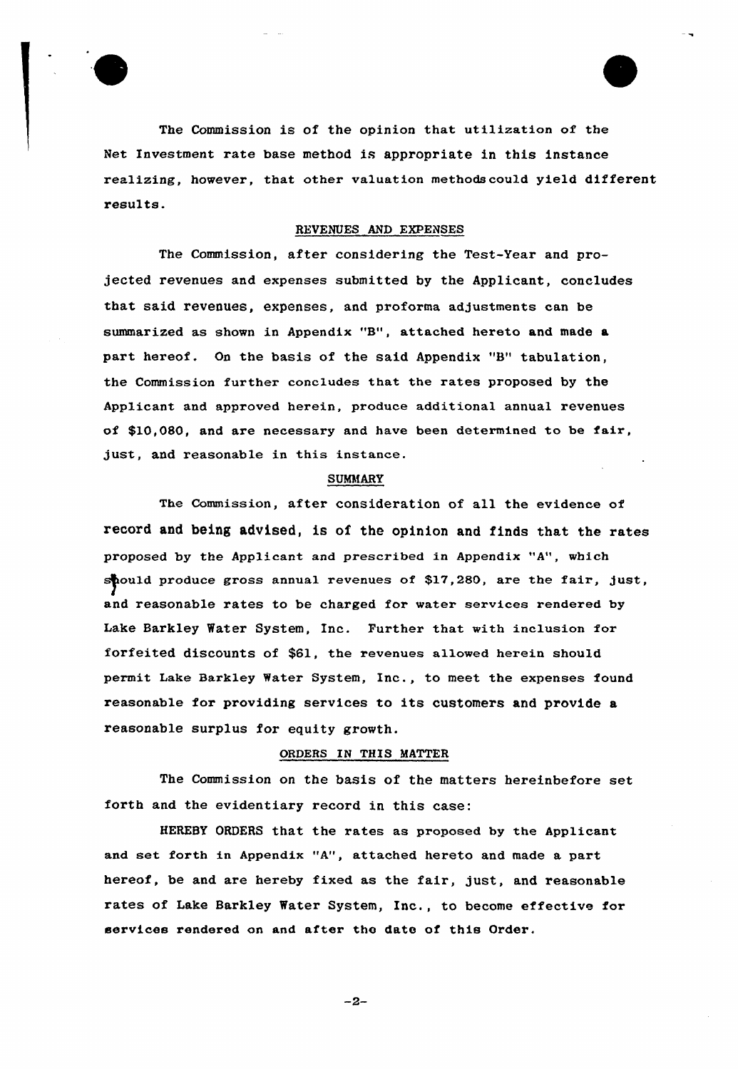The Commission is of the opinion that utilization of the Net Investment rate base method is appropriate in this instance realizing, however, that other valuation methods could yield different results.

## REVENUES AND EXPENSES

The Commission, after considering the Test-Year and projected revenues and expenses submitted by the Applicant, concludes that said revenues, expenses, and proforma adjustments can be summarized as shown in Appendix "B", attached hereto and made a part hereof. On the basis of the said Appendix "B" tabulation, the Commission further concludes that the rates proposed by the Applicant and approved herein, produce additional annual revenues of $10,080, and are necessary and have been determined to be fair, just, and reasonable in this instance.

## SUMMARY

The Commission, after consideration of all the evidence of record and being advised, is of the opinion and finds that the rates proposed by the Applicant and prescribed in Appendix "A", which should produce gross annual revenues of $17,280, are the fair, just, and reasonable rates to be charged for water services rendered by Lake Barkley Water System, Inc. Further that with inclusion for forfeited discounts of $61, the revenues allowed herein should permit Lake Barkley Water System, Inc., to meet the expenses found reasonable for providing services to its customers and provide a reasonable surplus for equity growth.

## ORDERS IN THIS MATTER

The Commission on the basis of the matters hereinbefore set forth and the evidentiary record in this case:

HEREBY ORDERS that the rates as proposed by the Applicant and set forth in Appendix "A", attached hereto and made a part hereof, be and are hereby fixed as the fair, just, and reasonable rates of Lake Barkley Water System, Inc., to become effective for services rendered on and after the date of this Order.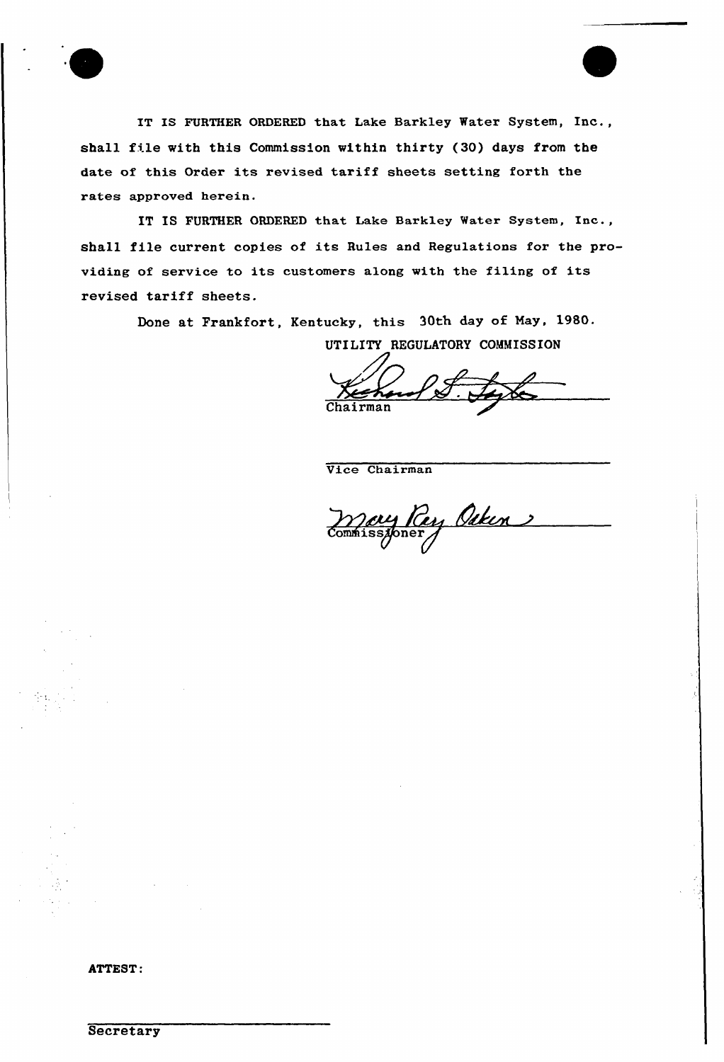IT IS FURTHER ORDERED that Lake Barkley Water System, Inc., shall file with this Commission within thirty (30) days from the date of this Order its revised tariff sheets setting forth the rates approved herein.

IT IS FURTHER ORDERED that Lake Barkley Water System, Inc., shall file current copies of its Rules and Regulations for the providing of service to its customers along with the filing of its revised tariff sheets.

Done at Frankfort, Kentucky, this 30th day of May, 1980.

UTILITY REGULATORY COMMISSION

Chairman

Vice Chairman

Commissioner

ATTEST:

Secretary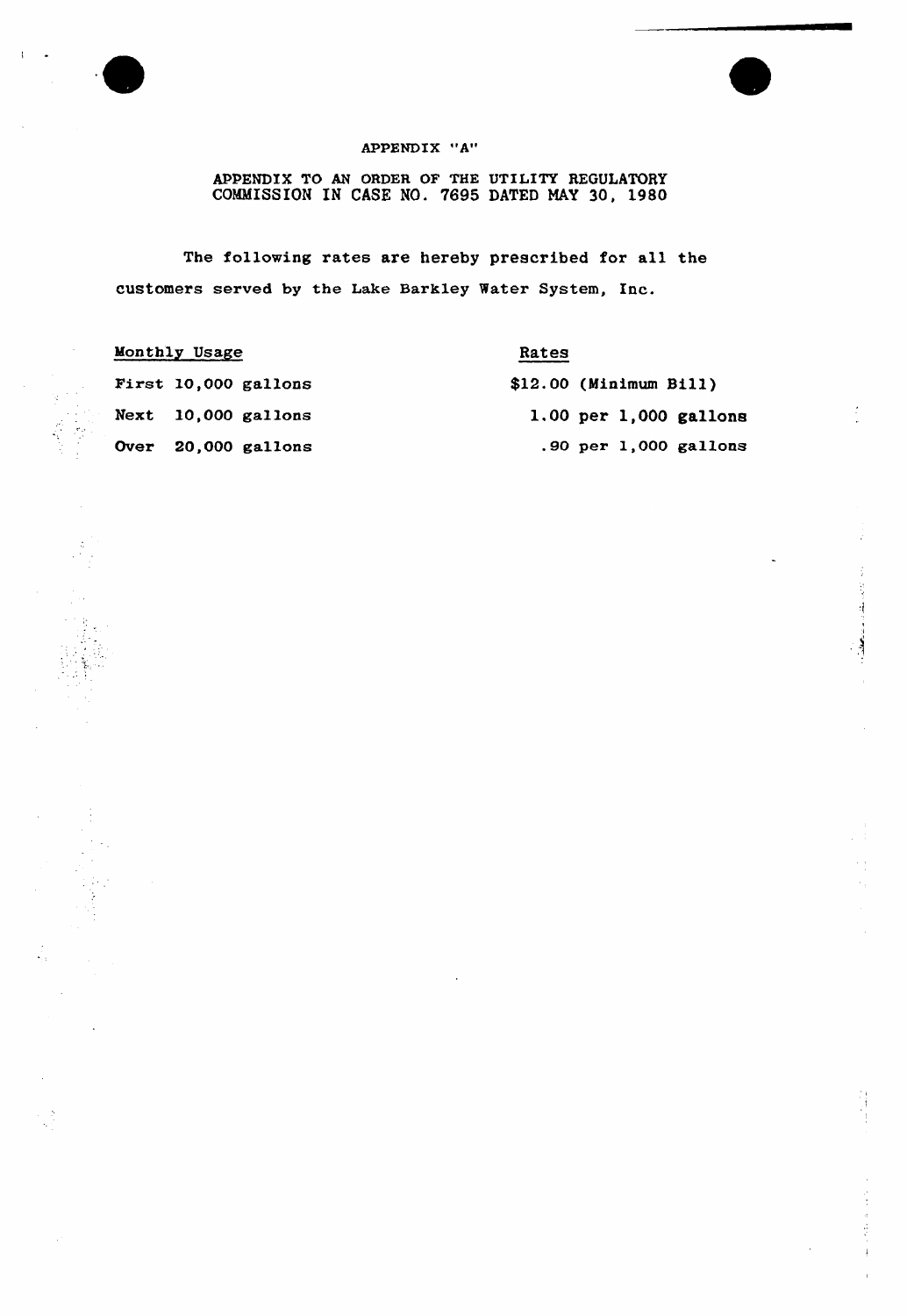APPENDIX "A"

APPENDIX TO AN ORDER OF THE UTILITY REGULATORY COMMISSION IN CASE NO. 7695 DATED MAY 30, 1980

The following rates are hereby prescribed for all the customers served by the Lake Barkley Water System, Inc.

| Monthly Usage | Rates |
|---|---|
| First 10,000 gallons | $12.00 (Minimum Bill) |
| Next 10,000 gallons | 1.00 per 1,000 gallons |
| Over 20,000 gallons | .90 per 1,000 gallons |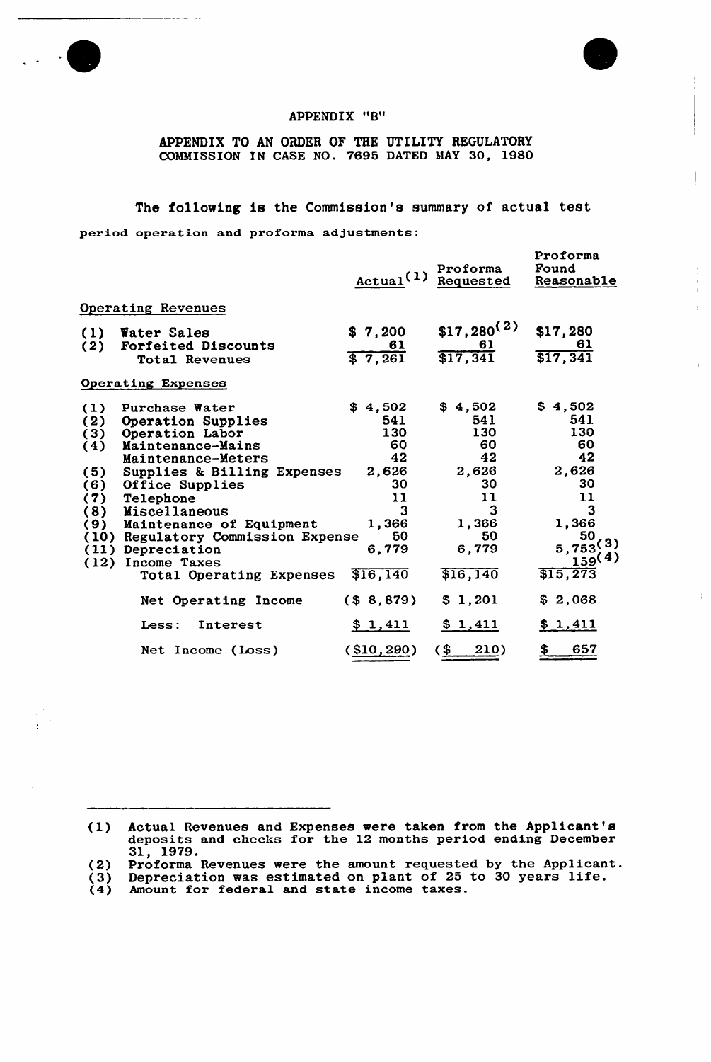APPENDIX "B"

APPENDIX TO AN ORDER OF THE UTILITY REGULATORY COMMISSION IN CASE NO. 7695 DATED MAY 30, 1980

The following is the Commission's summary of actual test period operation and proforma adjustments:

| | Actual[1] | Proforma Requested | Proforma Found Reasonable |
|---|---|---|---|
| **Operating Revenues** | | | |
| (1) Water Sales | $ 7,200 | $17,280[2] | $17,280 |
| (2) Forfeited Discounts | 61 | 61 | 61 |
| Total Revenues | $ 7,261 | $17,341 | $17,341 |
| **Operating Expenses** | | | |
| (1) Purchase Water | $ 4,502 | $ 4,502 | $ 4,502 |
| (2) Operation Supplies | 541 | 541 | 541 |
| (3) Operation Labor | 130 | 130 | 130 |
| (4) Maintenance-Mains | 60 | 60 | 60 |
| Maintenance-Meters | 42 | 42 | 42 |
| (5) Supplies & Billing Expenses | 2,626 | 2,626 | 2,626 |
| (6) Office Supplies | 30 | 30 | 30 |
| (7) Telephone | 11 | 11 | 11 |
| (8) Miscellaneous | 3 | 3 | 3 |
| (9) Maintenance of Equipment | 1,366 | 1,366 | 1,366 |
| (10) Regulatory Commission Expense | 50 | 50 | 50 |
| (11) Depreciation | 6,779 | 6,779 | 5,753[3] |
| (12) Income Taxes | | | 159[4] |
| Total Operating Expenses | $16,140 | $16,140 | $15,273 |
| Net Operating Income | ($ 8,879) | $ 1,201 | $ 2,068 |
| Less: Interest | $ 1,411 | $ 1,411 | $ 1,411 |
| Net Income (Loss) | ($10,290) | ($ 210) | $ 657 |

---

(1) Actual Revenues and Expenses were taken from the Applicant's deposits and checks for the 12 months period ending December 31, 1979.

(2) Proforma Revenues were the amount requested by the Applicant.

(3) Depreciation was estimated on plant of 25 to 30 years life.

(4) Amount for federal and state income taxes.